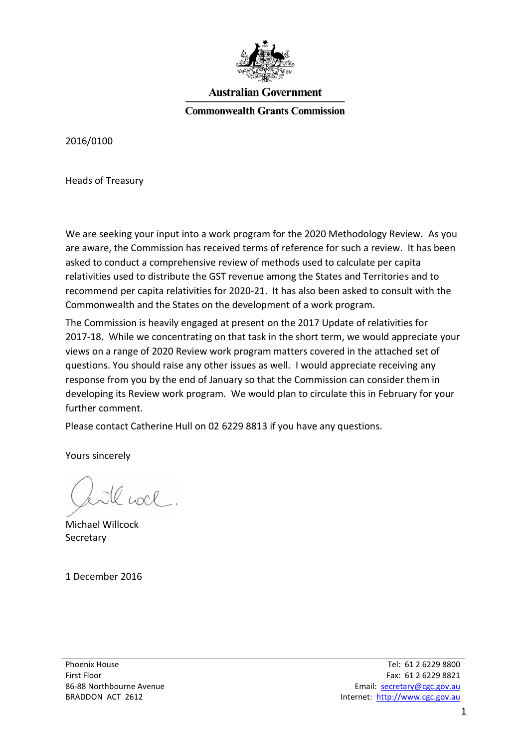**Australian Government**

**Commonwealth Grants Commission**

2016/0100

Heads of Treasury

We are seeking your input into a work program for the 2020 Methodology Review. As you are aware, the Commission has received terms of reference for such a review. It has been asked to conduct a comprehensive review of methods used to calculate per capita relativities used to distribute the GST revenue among the States and Territories and to recommend per capita relativities for 2020-21. It has also been asked to consult with the Commonwealth and the States on the development of a work program.

The Commission is heavily engaged at present on the 2017 Update of relativities for 2017-18. While we concentrating on that task in the short term, we would appreciate your views on a range of 2020 Review work program matters covered in the attached set of questions. You should raise any other issues as well. I would appreciate receiving any response from you by the end of January so that the Commission can consider them in developing its Review work program. We would plan to circulate this in February for your further comment.

Please contact Catherine Hull on 02 6229 8813 if you have any questions.

Yours sincerely

Michael Willcock
Secretary

1 December 2016

Phoenix House
First Floor
86-88 Northbourne Avenue
BRADDON ACT 2612

Tel: 61 2 6229 8800
Fax: 61 2 6229 8821
Email: secretary@cgc.gov.au
Internet: http://www.cgc.gov.au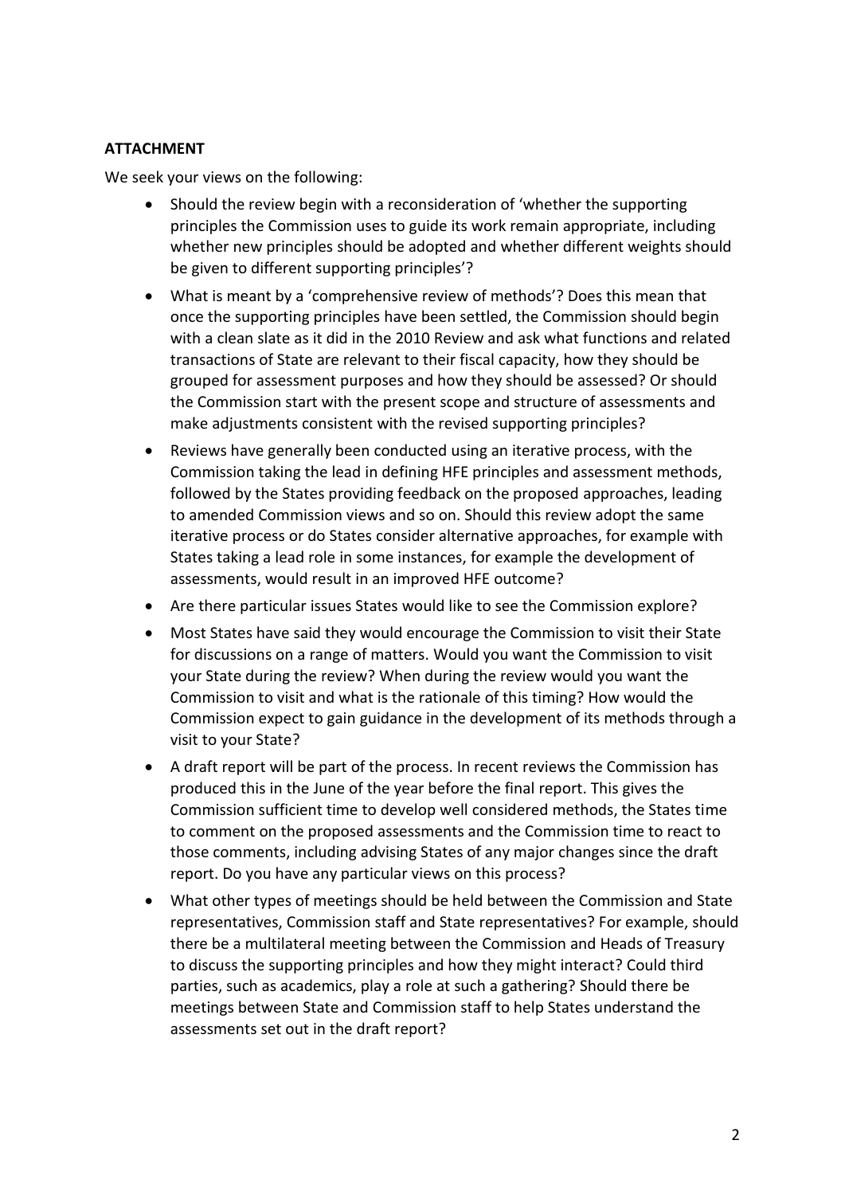**ATTACHMENT**

We seek your views on the following:

- Should the review begin with a reconsideration of 'whether the supporting principles the Commission uses to guide its work remain appropriate, including whether new principles should be adopted and whether different weights should be given to different supporting principles'?
- What is meant by a 'comprehensive review of methods'? Does this mean that once the supporting principles have been settled, the Commission should begin with a clean slate as it did in the 2010 Review and ask what functions and related transactions of State are relevant to their fiscal capacity, how they should be grouped for assessment purposes and how they should be assessed? Or should the Commission start with the present scope and structure of assessments and make adjustments consistent with the revised supporting principles?
- Reviews have generally been conducted using an iterative process, with the Commission taking the lead in defining HFE principles and assessment methods, followed by the States providing feedback on the proposed approaches, leading to amended Commission views and so on. Should this review adopt the same iterative process or do States consider alternative approaches, for example with States taking a lead role in some instances, for example the development of assessments, would result in an improved HFE outcome?
- Are there particular issues States would like to see the Commission explore?
- Most States have said they would encourage the Commission to visit their State for discussions on a range of matters. Would you want the Commission to visit your State during the review? When during the review would you want the Commission to visit and what is the rationale of this timing? How would the Commission expect to gain guidance in the development of its methods through a visit to your State?
- A draft report will be part of the process. In recent reviews the Commission has produced this in the June of the year before the final report. This gives the Commission sufficient time to develop well considered methods, the States time to comment on the proposed assessments and the Commission time to react to those comments, including advising States of any major changes since the draft report. Do you have any particular views on this process?
- What other types of meetings should be held between the Commission and State representatives, Commission staff and State representatives? For example, should there be a multilateral meeting between the Commission and Heads of Treasury to discuss the supporting principles and how they might interact? Could third parties, such as academics, play a role at such a gathering? Should there be meetings between State and Commission staff to help States understand the assessments set out in the draft report?